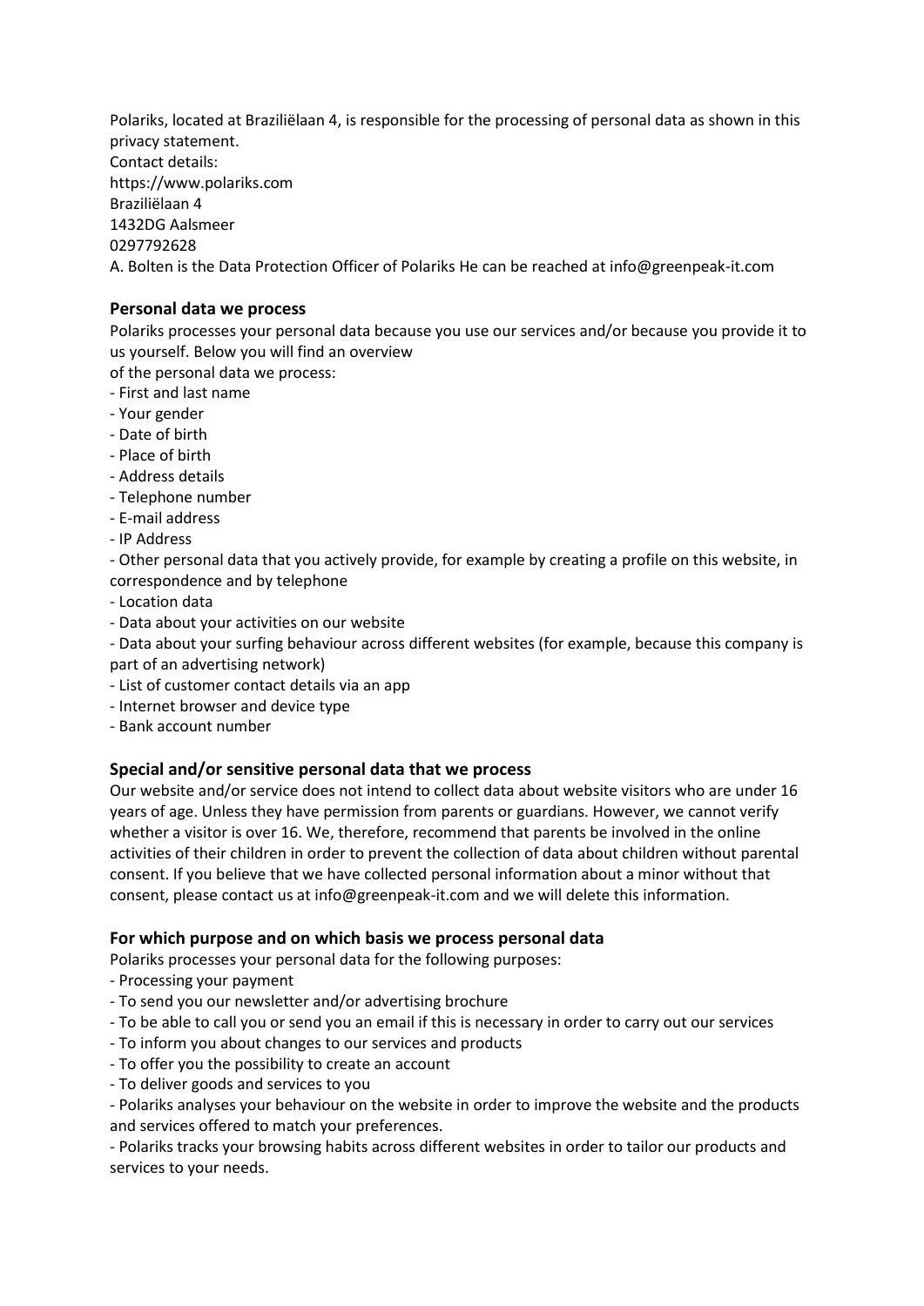Polariks, located at Braziliëlaan 4, is responsible for the processing of personal data as shown in this privacy statement.
Contact details:
https://www.polariks.com
Braziliëlaan 4
1432DG Aalsmeer
0297792628
A. Bolten is the Data Protection Officer of Polariks He can be reached at info@greenpeak-it.com

## Personal data we process

Polariks processes your personal data because you use our services and/or because you provide it to us yourself. Below you will find an overview
of the personal data we process:

- First and last name
- Your gender
- Date of birth
- Place of birth
- Address details
- Telephone number
- E-mail address
- IP Address
- Other personal data that you actively provide, for example by creating a profile on this website, in correspondence and by telephone
- Location data
- Data about your activities on our website
- Data about your surfing behaviour across different websites (for example, because this company is part of an advertising network)
- List of customer contact details via an app
- Internet browser and device type
- Bank account number

## Special and/or sensitive personal data that we process

Our website and/or service does not intend to collect data about website visitors who are under 16 years of age. Unless they have permission from parents or guardians. However, we cannot verify whether a visitor is over 16. We, therefore, recommend that parents be involved in the online activities of their children in order to prevent the collection of data about children without parental consent. If you believe that we have collected personal information about a minor without that consent, please contact us at info@greenpeak-it.com and we will delete this information.

## For which purpose and on which basis we process personal data

Polariks processes your personal data for the following purposes:

- Processing your payment
- To send you our newsletter and/or advertising brochure
- To be able to call you or send you an email if this is necessary in order to carry out our services
- To inform you about changes to our services and products
- To offer you the possibility to create an account
- To deliver goods and services to you
- Polariks analyses your behaviour on the website in order to improve the website and the products and services offered to match your preferences.
- Polariks tracks your browsing habits across different websites in order to tailor our products and services to your needs.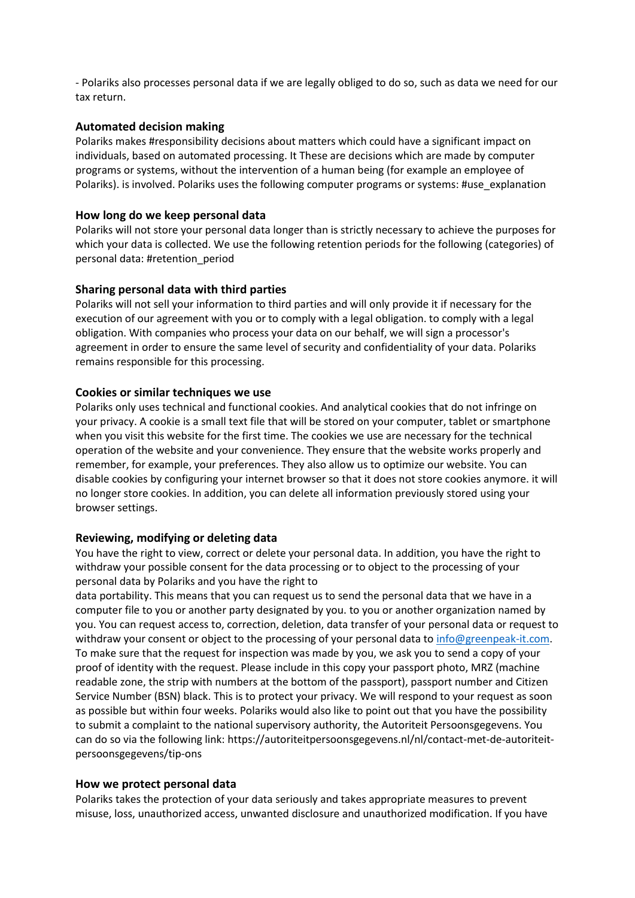- Polariks also processes personal data if we are legally obliged to do so, such as data we need for our tax return.

### Automated decision making

Polariks makes #responsibility decisions about matters which could have a significant impact on individuals, based on automated processing. It These are decisions which are made by computer programs or systems, without the intervention of a human being (for example an employee of Polariks). is involved. Polariks uses the following computer programs or systems: #use_explanation

### How long do we keep personal data

Polariks will not store your personal data longer than is strictly necessary to achieve the purposes for which your data is collected. We use the following retention periods for the following (categories) of personal data: #retention_period

### Sharing personal data with third parties

Polariks will not sell your information to third parties and will only provide it if necessary for the execution of our agreement with you or to comply with a legal obligation. to comply with a legal obligation. With companies who process your data on our behalf, we will sign a processor's agreement in order to ensure the same level of security and confidentiality of your data. Polariks remains responsible for this processing.

### Cookies or similar techniques we use

Polariks only uses technical and functional cookies. And analytical cookies that do not infringe on your privacy. A cookie is a small text file that will be stored on your computer, tablet or smartphone when you visit this website for the first time. The cookies we use are necessary for the technical operation of the website and your convenience. They ensure that the website works properly and remember, for example, your preferences. They also allow us to optimize our website. You can disable cookies by configuring your internet browser so that it does not store cookies anymore. it will no longer store cookies. In addition, you can delete all information previously stored using your browser settings.

### Reviewing, modifying or deleting data

You have the right to view, correct or delete your personal data. In addition, you have the right to withdraw your possible consent for the data processing or to object to the processing of your personal data by Polariks and you have the right to
data portability. This means that you can request us to send the personal data that we have in a computer file to you or another party designated by you. to you or another organization named by you. You can request access to, correction, deletion, data transfer of your personal data or request to withdraw your consent or object to the processing of your personal data to info@greenpeak-it.com. To make sure that the request for inspection was made by you, we ask you to send a copy of your proof of identity with the request. Please include in this copy your passport photo, MRZ (machine readable zone, the strip with numbers at the bottom of the passport), passport number and Citizen Service Number (BSN) black. This is to protect your privacy. We will respond to your request as soon as possible but within four weeks. Polariks would also like to point out that you have the possibility to submit a complaint to the national supervisory authority, the Autoriteit Persoonsgegevens. You can do so via the following link: https://autoriteitpersoonsgegevens.nl/nl/contact-met-de-autoriteit-persoonsgegevens/tip-ons

### How we protect personal data

Polariks takes the protection of your data seriously and takes appropriate measures to prevent misuse, loss, unauthorized access, unwanted disclosure and unauthorized modification. If you have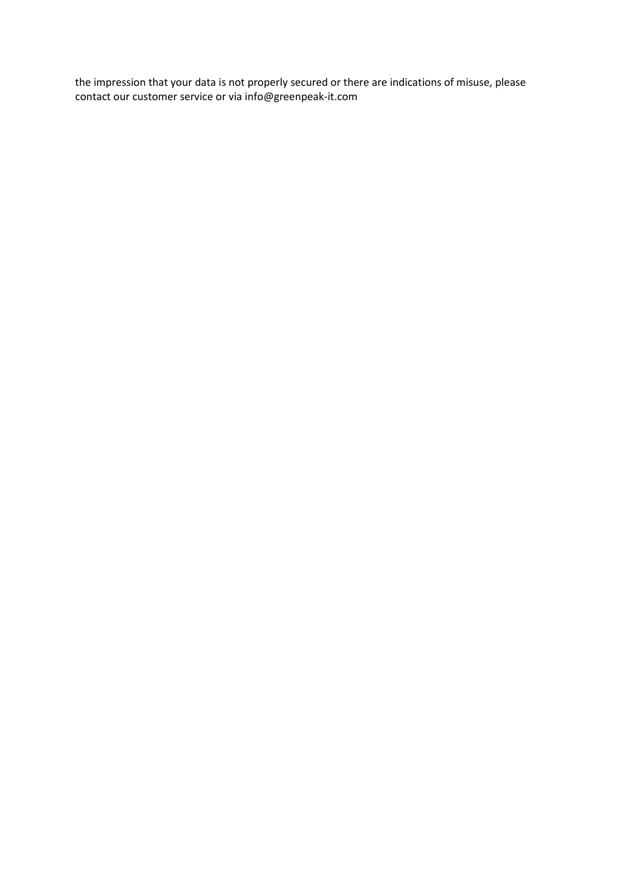the impression that your data is not properly secured or there are indications of misuse, please contact our customer service or via info@greenpeak-it.com